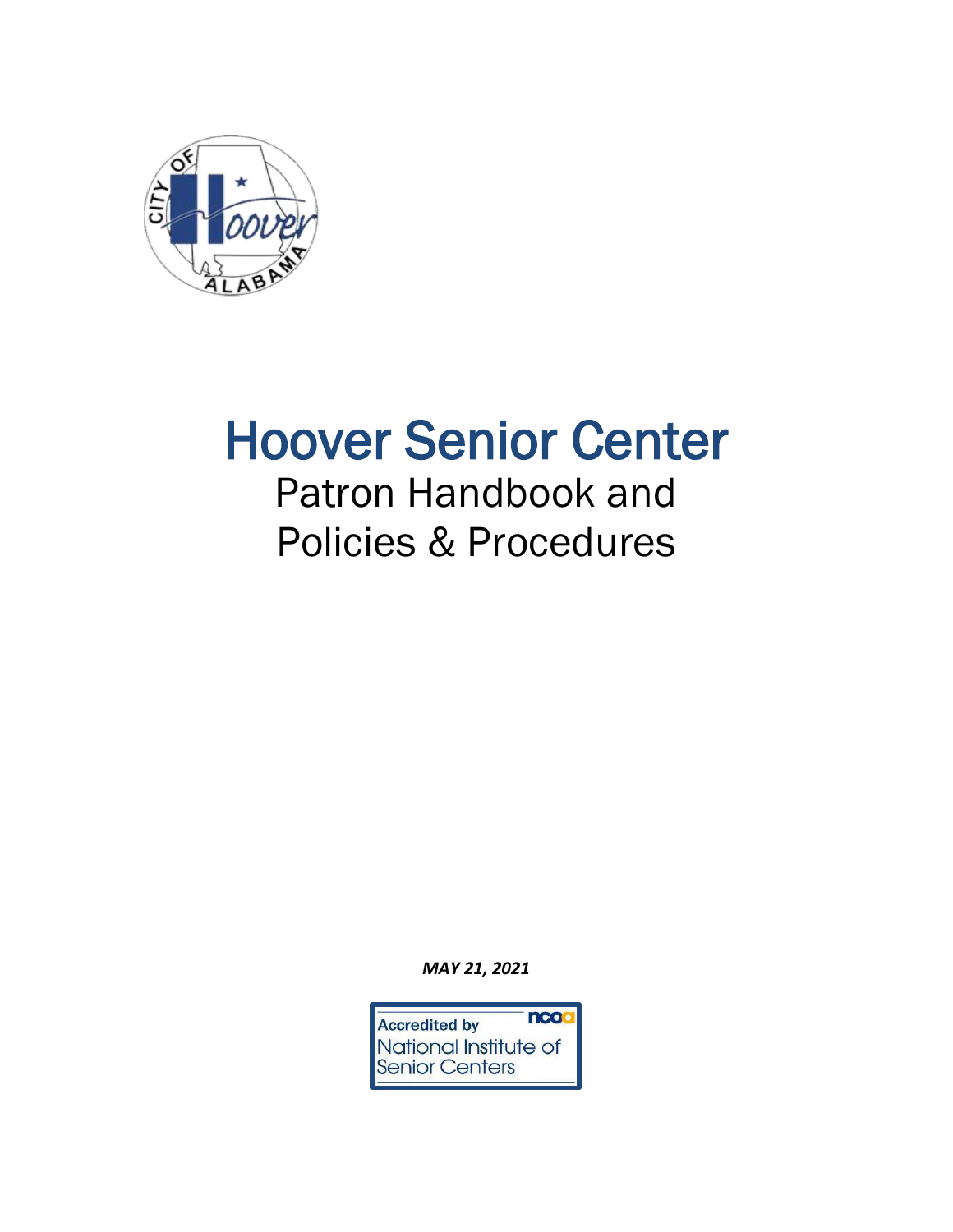# Hoover Senior Center

## Patron Handbook and Policies & Procedures

***MAY 21, 2021***

Accredited by National Institute of Senior Centers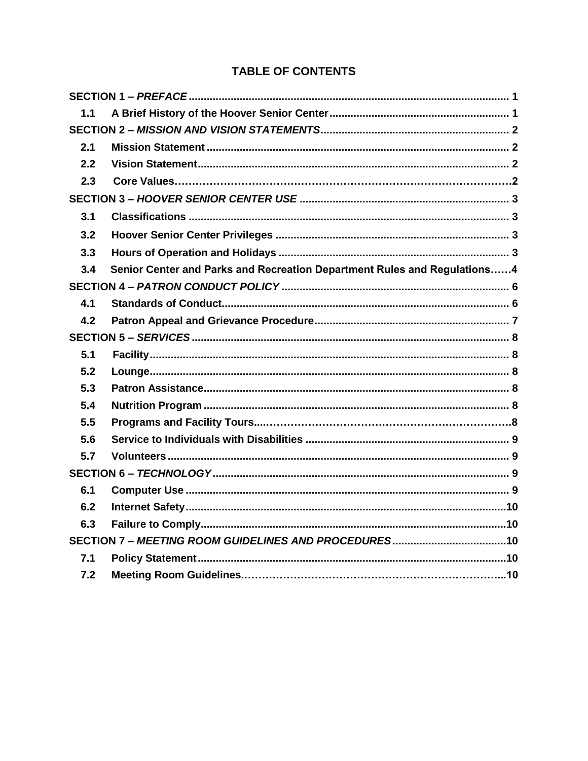## TABLE OF CONTENTS

**SECTION 1 – *PREFACE*** .......... 1

- **1.1 A Brief History of the Hoover Senior Center** .......... 1

**SECTION 2 – *MISSION AND VISION STATEMENTS*** .......... 2

- **2.1 Mission Statement** .......... 2
- **2.2 Vision Statement** .......... 2
- **2.3 Core Values** .......... 2

**SECTION 3 – *HOOVER SENIOR CENTER USE*** .......... 3

- **3.1 Classifications** .......... 3
- **3.2 Hoover Senior Center Privileges** .......... 3
- **3.3 Hours of Operation and Holidays** .......... 3
- **3.4 Senior Center and Parks and Recreation Department Rules and Regulations** .......... 4

**SECTION 4 – *PATRON CONDUCT POLICY*** .......... 6

- **4.1 Standards of Conduct** .......... 6
- **4.2 Patron Appeal and Grievance Procedure** .......... 7

**SECTION 5 – *SERVICES*** .......... 8

- **5.1 Facility** .......... 8
- **5.2 Lounge** .......... 8
- **5.3 Patron Assistance** .......... 8
- **5.4 Nutrition Program** .......... 8
- **5.5 Programs and Facility Tours** .......... 8
- **5.6 Service to Individuals with Disabilities** .......... 9
- **5.7 Volunteers** .......... 9

**SECTION 6 – *TECHNOLOGY*** .......... 9

- **6.1 Computer Use** .......... 9
- **6.2 Internet Safety** .......... 10
- **6.3 Failure to Comply** .......... 10

**SECTION 7 – *MEETING ROOM GUIDELINES AND PROCEDURES*** .......... 10

- **7.1 Policy Statement** .......... 10
- **7.2 Meeting Room Guidelines** .......... 10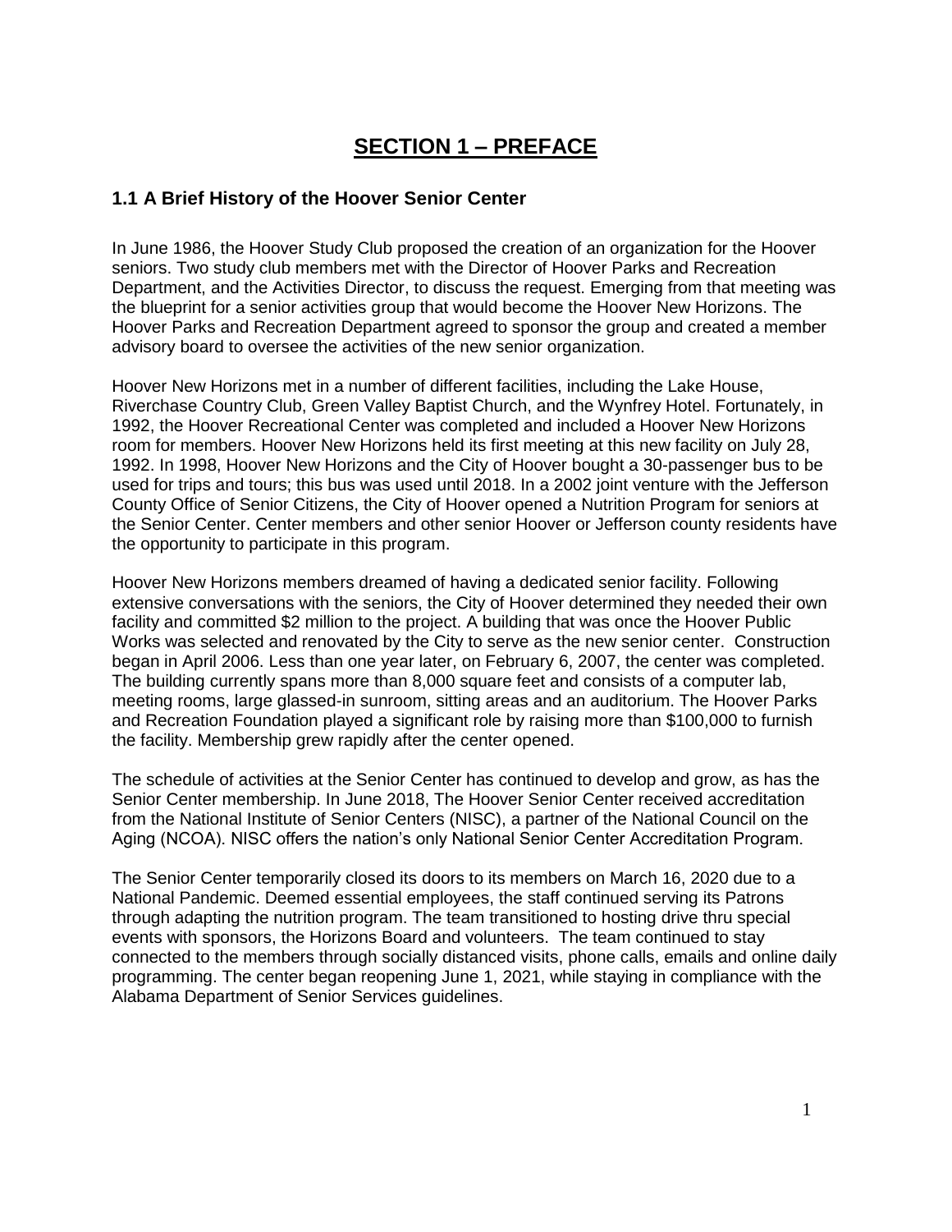# SECTION 1 – PREFACE

## 1.1 A Brief History of the Hoover Senior Center

In June 1986, the Hoover Study Club proposed the creation of an organization for the Hoover seniors. Two study club members met with the Director of Hoover Parks and Recreation Department, and the Activities Director, to discuss the request. Emerging from that meeting was the blueprint for a senior activities group that would become the Hoover New Horizons. The Hoover Parks and Recreation Department agreed to sponsor the group and created a member advisory board to oversee the activities of the new senior organization.

Hoover New Horizons met in a number of different facilities, including the Lake House, Riverchase Country Club, Green Valley Baptist Church, and the Wynfrey Hotel. Fortunately, in 1992, the Hoover Recreational Center was completed and included a Hoover New Horizons room for members. Hoover New Horizons held its first meeting at this new facility on July 28, 1992. In 1998, Hoover New Horizons and the City of Hoover bought a 30-passenger bus to be used for trips and tours; this bus was used until 2018. In a 2002 joint venture with the Jefferson County Office of Senior Citizens, the City of Hoover opened a Nutrition Program for seniors at the Senior Center. Center members and other senior Hoover or Jefferson county residents have the opportunity to participate in this program.

Hoover New Horizons members dreamed of having a dedicated senior facility. Following extensive conversations with the seniors, the City of Hoover determined they needed their own facility and committed $2 million to the project. A building that was once the Hoover Public Works was selected and renovated by the City to serve as the new senior center. Construction began in April 2006. Less than one year later, on February 6, 2007, the center was completed. The building currently spans more than 8,000 square feet and consists of a computer lab, meeting rooms, large glassed-in sunroom, sitting areas and an auditorium. The Hoover Parks and Recreation Foundation played a significant role by raising more than $100,000 to furnish the facility. Membership grew rapidly after the center opened.

The schedule of activities at the Senior Center has continued to develop and grow, as has the Senior Center membership. In June 2018, The Hoover Senior Center received accreditation from the National Institute of Senior Centers (NISC), a partner of the National Council on the Aging (NCOA). NISC offers the nation's only National Senior Center Accreditation Program.

The Senior Center temporarily closed its doors to its members on March 16, 2020 due to a National Pandemic. Deemed essential employees, the staff continued serving its Patrons through adapting the nutrition program. The team transitioned to hosting drive thru special events with sponsors, the Horizons Board and volunteers. The team continued to stay connected to the members through socially distanced visits, phone calls, emails and online daily programming. The center began reopening June 1, 2021, while staying in compliance with the Alabama Department of Senior Services guidelines.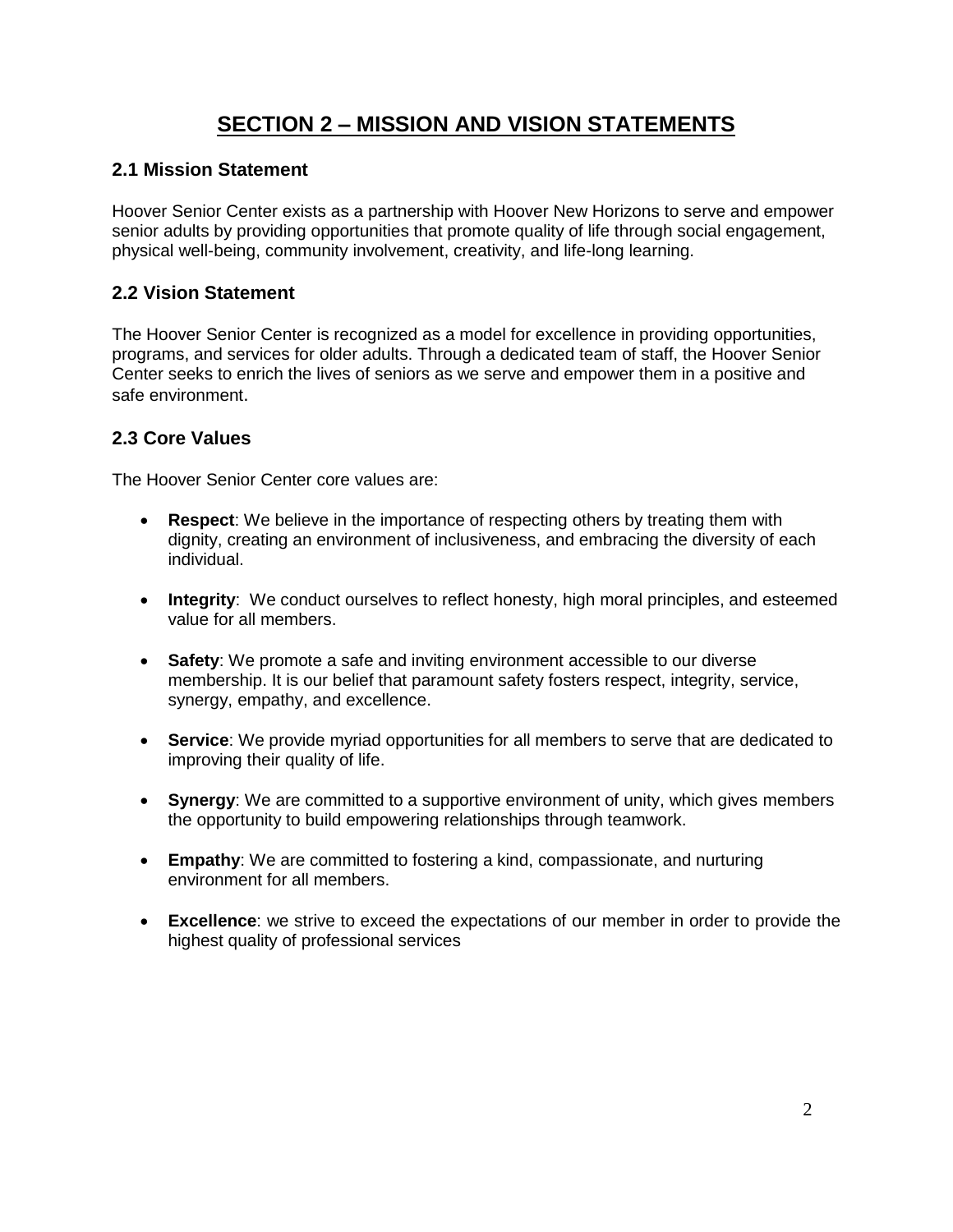# SECTION 2 – MISSION AND VISION STATEMENTS

## 2.1 Mission Statement

Hoover Senior Center exists as a partnership with Hoover New Horizons to serve and empower senior adults by providing opportunities that promote quality of life through social engagement, physical well-being, community involvement, creativity, and life-long learning.

## 2.2 Vision Statement

The Hoover Senior Center is recognized as a model for excellence in providing opportunities, programs, and services for older adults. Through a dedicated team of staff, the Hoover Senior Center seeks to enrich the lives of seniors as we serve and empower them in a positive and safe environment.

## 2.3 Core Values

The Hoover Senior Center core values are:

- **Respect**: We believe in the importance of respecting others by treating them with dignity, creating an environment of inclusiveness, and embracing the diversity of each individual.
- **Integrity**: We conduct ourselves to reflect honesty, high moral principles, and esteemed value for all members.
- **Safety**: We promote a safe and inviting environment accessible to our diverse membership. It is our belief that paramount safety fosters respect, integrity, service, synergy, empathy, and excellence.
- **Service**: We provide myriad opportunities for all members to serve that are dedicated to improving their quality of life.
- **Synergy**: We are committed to a supportive environment of unity, which gives members the opportunity to build empowering relationships through teamwork.
- **Empathy**: We are committed to fostering a kind, compassionate, and nurturing environment for all members.
- **Excellence**: we strive to exceed the expectations of our member in order to provide the highest quality of professional services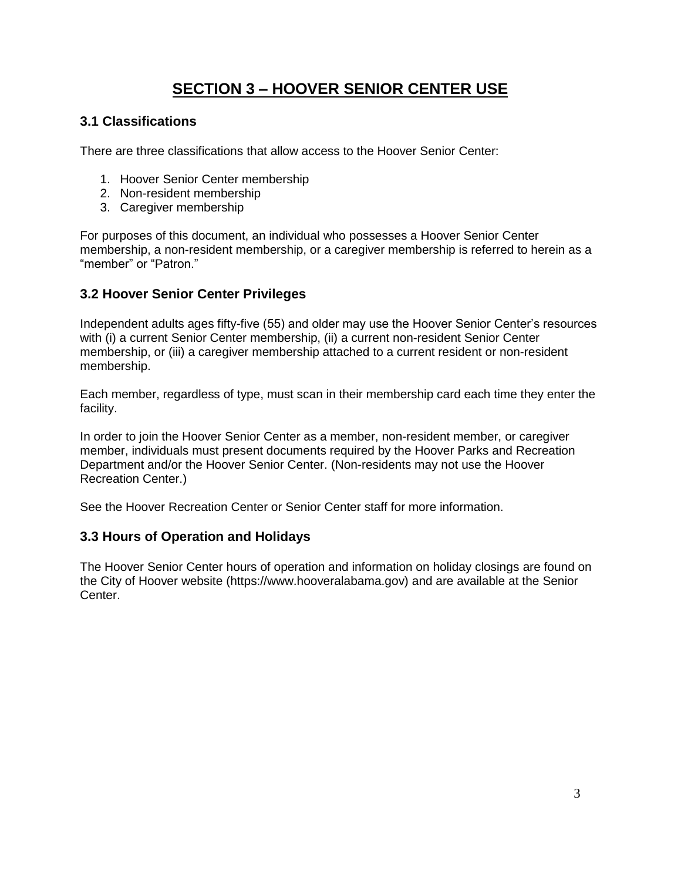# SECTION 3 – HOOVER SENIOR CENTER USE

## 3.1 Classifications

There are three classifications that allow access to the Hoover Senior Center:

1. Hoover Senior Center membership
2. Non-resident membership
3. Caregiver membership

For purposes of this document, an individual who possesses a Hoover Senior Center membership, a non-resident membership, or a caregiver membership is referred to herein as a "member" or "Patron."

## 3.2 Hoover Senior Center Privileges

Independent adults ages fifty-five (55) and older may use the Hoover Senior Center's resources with (i) a current Senior Center membership, (ii) a current non-resident Senior Center membership, or (iii) a caregiver membership attached to a current resident or non-resident membership.

Each member, regardless of type, must scan in their membership card each time they enter the facility.

In order to join the Hoover Senior Center as a member, non-resident member, or caregiver member, individuals must present documents required by the Hoover Parks and Recreation Department and/or the Hoover Senior Center. (Non-residents may not use the Hoover Recreation Center.)

See the Hoover Recreation Center or Senior Center staff for more information.

## 3.3 Hours of Operation and Holidays

The Hoover Senior Center hours of operation and information on holiday closings are found on the City of Hoover website (https://www.hooveralabama.gov) and are available at the Senior Center.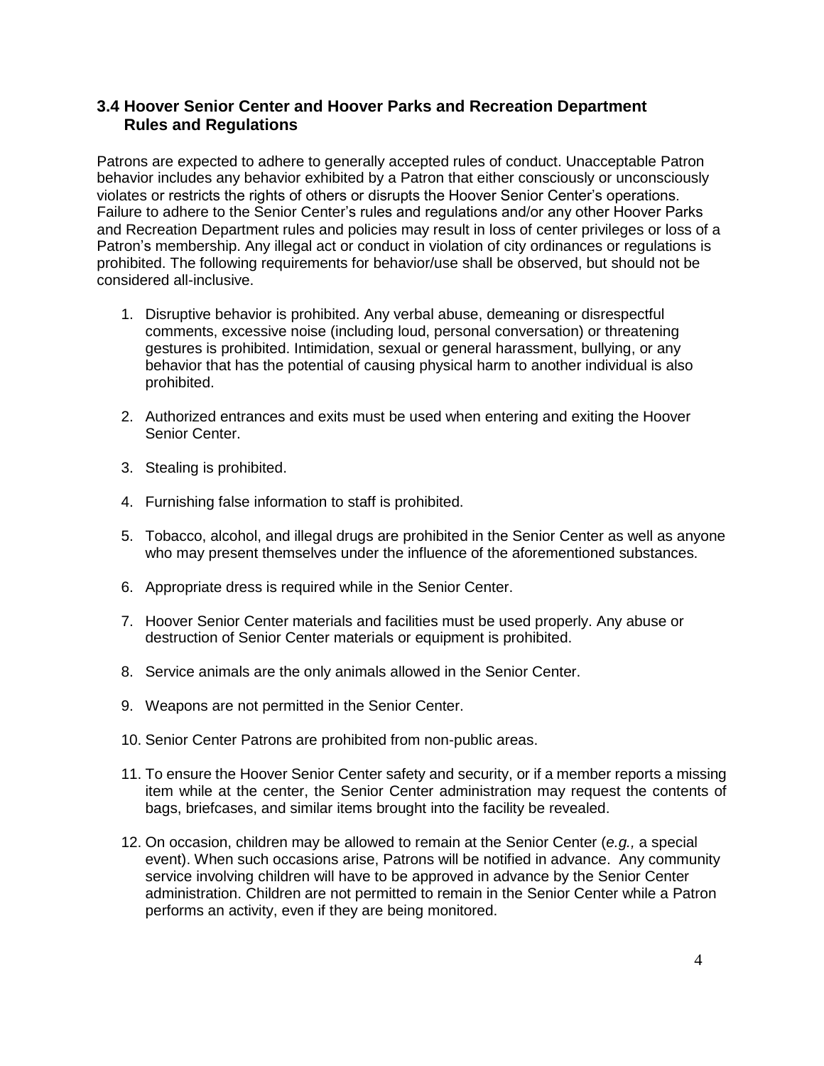### 3.4 Hoover Senior Center and Hoover Parks and Recreation Department Rules and Regulations

Patrons are expected to adhere to generally accepted rules of conduct. Unacceptable Patron behavior includes any behavior exhibited by a Patron that either consciously or unconsciously violates or restricts the rights of others or disrupts the Hoover Senior Center's operations. Failure to adhere to the Senior Center's rules and regulations and/or any other Hoover Parks and Recreation Department rules and policies may result in loss of center privileges or loss of a Patron's membership. Any illegal act or conduct in violation of city ordinances or regulations is prohibited. The following requirements for behavior/use shall be observed, but should not be considered all-inclusive.

1. Disruptive behavior is prohibited. Any verbal abuse, demeaning or disrespectful comments, excessive noise (including loud, personal conversation) or threatening gestures is prohibited. Intimidation, sexual or general harassment, bullying, or any behavior that has the potential of causing physical harm to another individual is also prohibited.

2. Authorized entrances and exits must be used when entering and exiting the Hoover Senior Center.

3. Stealing is prohibited.

4. Furnishing false information to staff is prohibited.

5. Tobacco, alcohol, and illegal drugs are prohibited in the Senior Center as well as anyone who may present themselves under the influence of the aforementioned substances.

6. Appropriate dress is required while in the Senior Center.

7. Hoover Senior Center materials and facilities must be used properly. Any abuse or destruction of Senior Center materials or equipment is prohibited.

8. Service animals are the only animals allowed in the Senior Center.

9. Weapons are not permitted in the Senior Center.

10. Senior Center Patrons are prohibited from non-public areas.

11. To ensure the Hoover Senior Center safety and security, or if a member reports a missing item while at the center, the Senior Center administration may request the contents of bags, briefcases, and similar items brought into the facility be revealed.

12. On occasion, children may be allowed to remain at the Senior Center (*e.g.,* a special event). When such occasions arise, Patrons will be notified in advance. Any community service involving children will have to be approved in advance by the Senior Center administration. Children are not permitted to remain in the Senior Center while a Patron performs an activity, even if they are being monitored.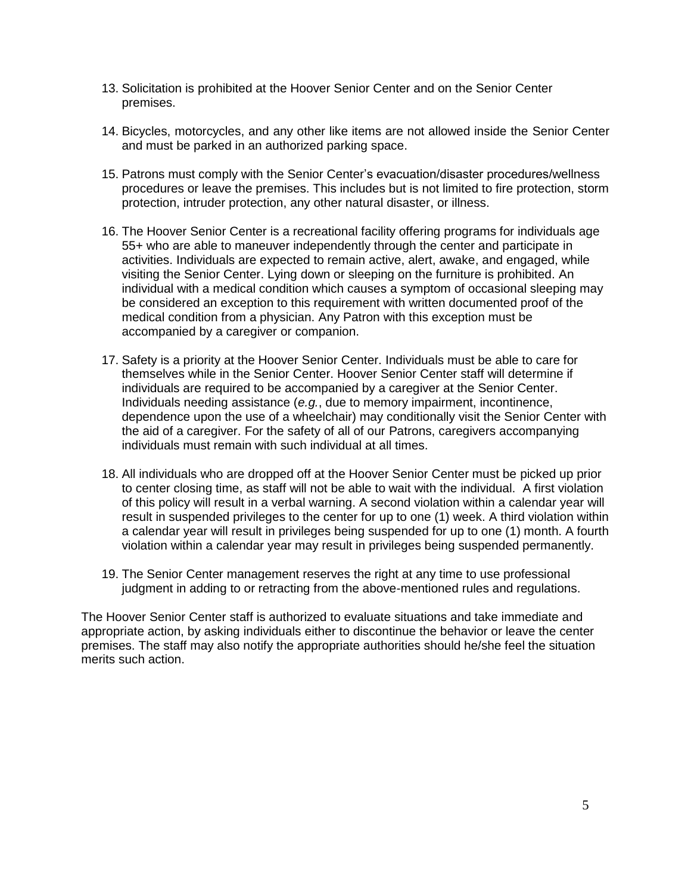13. Solicitation is prohibited at the Hoover Senior Center and on the Senior Center premises.

14. Bicycles, motorcycles, and any other like items are not allowed inside the Senior Center and must be parked in an authorized parking space.

15. Patrons must comply with the Senior Center's evacuation/disaster procedures/wellness procedures or leave the premises. This includes but is not limited to fire protection, storm protection, intruder protection, any other natural disaster, or illness.

16. The Hoover Senior Center is a recreational facility offering programs for individuals age 55+ who are able to maneuver independently through the center and participate in activities. Individuals are expected to remain active, alert, awake, and engaged, while visiting the Senior Center. Lying down or sleeping on the furniture is prohibited. An individual with a medical condition which causes a symptom of occasional sleeping may be considered an exception to this requirement with written documented proof of the medical condition from a physician. Any Patron with this exception must be accompanied by a caregiver or companion.

17. Safety is a priority at the Hoover Senior Center. Individuals must be able to care for themselves while in the Senior Center. Hoover Senior Center staff will determine if individuals are required to be accompanied by a caregiver at the Senior Center. Individuals needing assistance (*e.g.*, due to memory impairment, incontinence, dependence upon the use of a wheelchair) may conditionally visit the Senior Center with the aid of a caregiver. For the safety of all of our Patrons, caregivers accompanying individuals must remain with such individual at all times.

18. All individuals who are dropped off at the Hoover Senior Center must be picked up prior to center closing time, as staff will not be able to wait with the individual. A first violation of this policy will result in a verbal warning. A second violation within a calendar year will result in suspended privileges to the center for up to one (1) week. A third violation within a calendar year will result in privileges being suspended for up to one (1) month. A fourth violation within a calendar year may result in privileges being suspended permanently.

19. The Senior Center management reserves the right at any time to use professional judgment in adding to or retracting from the above-mentioned rules and regulations.

The Hoover Senior Center staff is authorized to evaluate situations and take immediate and appropriate action, by asking individuals either to discontinue the behavior or leave the center premises. The staff may also notify the appropriate authorities should he/she feel the situation merits such action.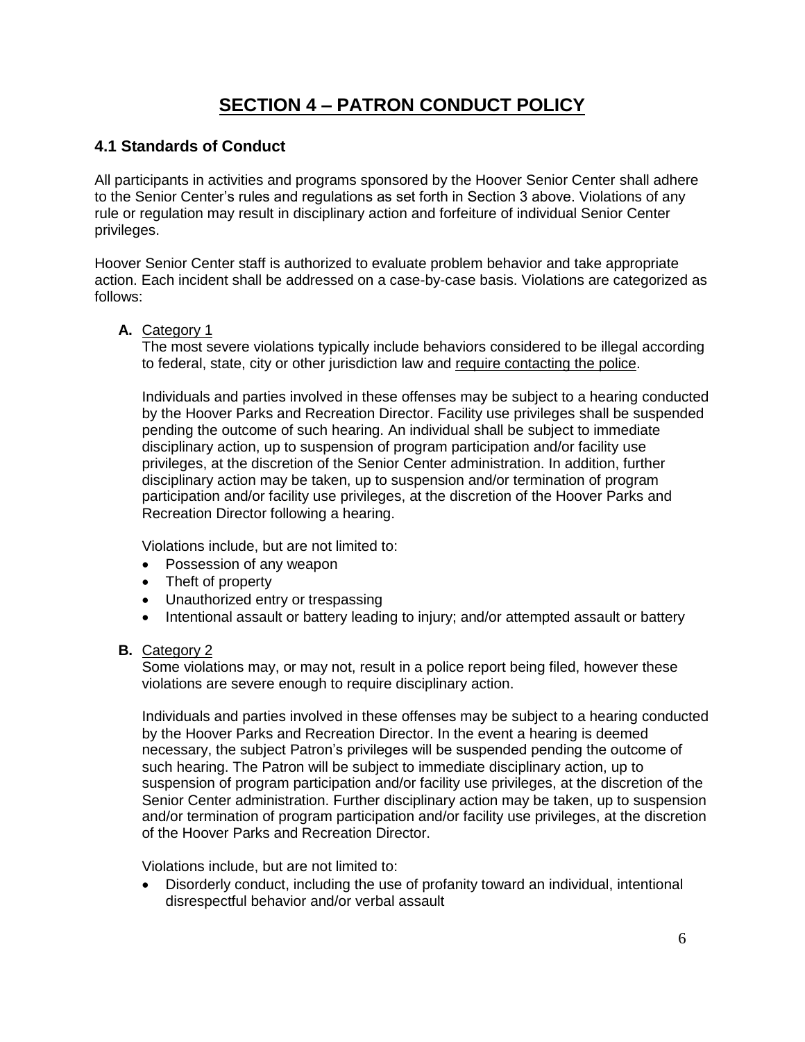# SECTION 4 – PATRON CONDUCT POLICY

## 4.1 Standards of Conduct

All participants in activities and programs sponsored by the Hoover Senior Center shall adhere to the Senior Center's rules and regulations as set forth in Section 3 above. Violations of any rule or regulation may result in disciplinary action and forfeiture of individual Senior Center privileges.

Hoover Senior Center staff is authorized to evaluate problem behavior and take appropriate action. Each incident shall be addressed on a case-by-case basis. Violations are categorized as follows:

**A.** Category 1

The most severe violations typically include behaviors considered to be illegal according to federal, state, city or other jurisdiction law and require contacting the police.

Individuals and parties involved in these offenses may be subject to a hearing conducted by the Hoover Parks and Recreation Director. Facility use privileges shall be suspended pending the outcome of such hearing. An individual shall be subject to immediate disciplinary action, up to suspension of program participation and/or facility use privileges, at the discretion of the Senior Center administration. In addition, further disciplinary action may be taken, up to suspension and/or termination of program participation and/or facility use privileges, at the discretion of the Hoover Parks and Recreation Director following a hearing.

Violations include, but are not limited to:

- Possession of any weapon
- Theft of property
- Unauthorized entry or trespassing
- Intentional assault or battery leading to injury; and/or attempted assault or battery

**B.** Category 2

Some violations may, or may not, result in a police report being filed, however these violations are severe enough to require disciplinary action.

Individuals and parties involved in these offenses may be subject to a hearing conducted by the Hoover Parks and Recreation Director. In the event a hearing is deemed necessary, the subject Patron's privileges will be suspended pending the outcome of such hearing. The Patron will be subject to immediate disciplinary action, up to suspension of program participation and/or facility use privileges, at the discretion of the Senior Center administration. Further disciplinary action may be taken, up to suspension and/or termination of program participation and/or facility use privileges, at the discretion of the Hoover Parks and Recreation Director.

Violations include, but are not limited to:

- Disorderly conduct, including the use of profanity toward an individual, intentional disrespectful behavior and/or verbal assault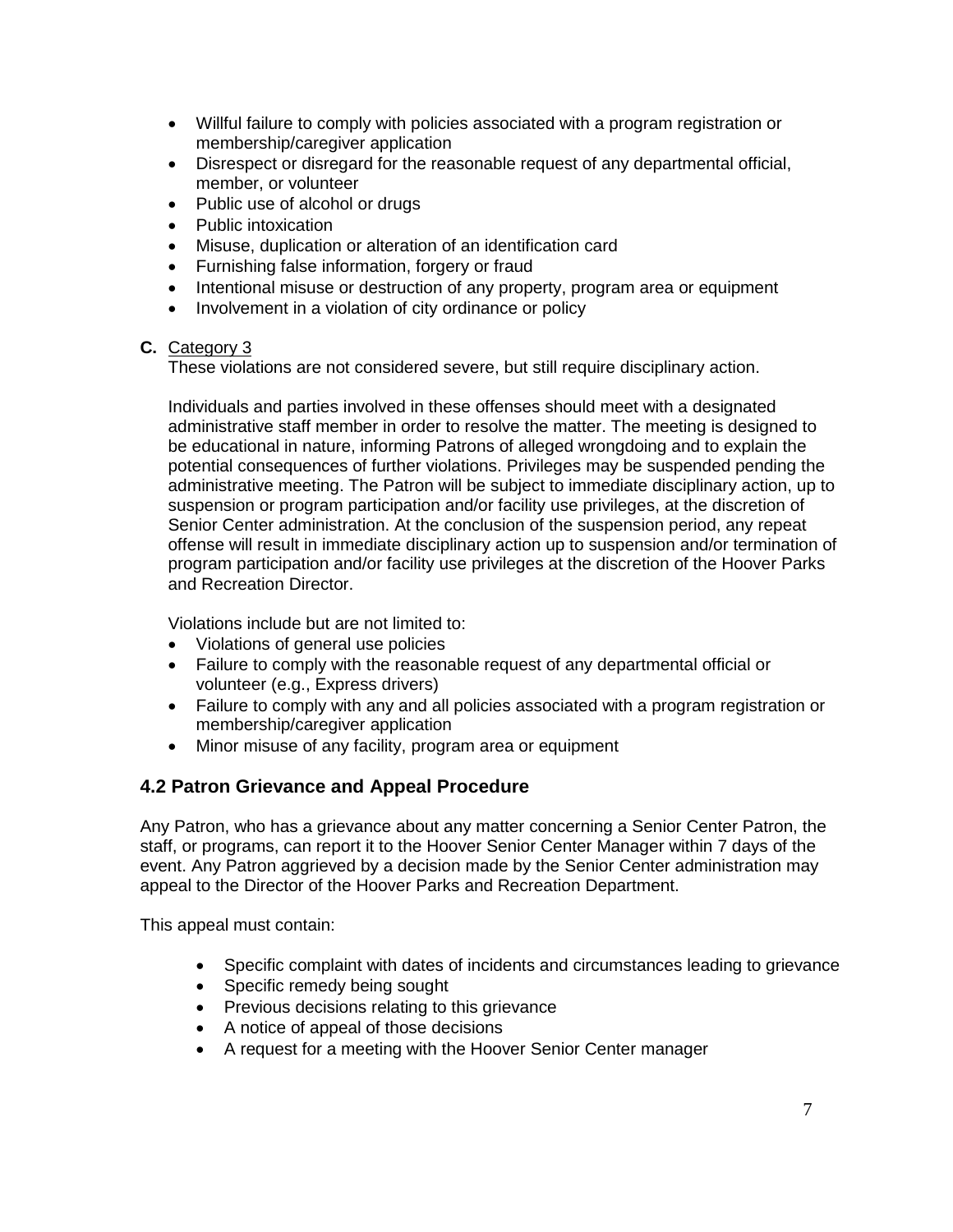- Willful failure to comply with policies associated with a program registration or membership/caregiver application
- Disrespect or disregard for the reasonable request of any departmental official, member, or volunteer
- Public use of alcohol or drugs
- Public intoxication
- Misuse, duplication or alteration of an identification card
- Furnishing false information, forgery or fraud
- Intentional misuse or destruction of any property, program area or equipment
- Involvement in a violation of city ordinance or policy

**C.** Category 3

These violations are not considered severe, but still require disciplinary action.

Individuals and parties involved in these offenses should meet with a designated administrative staff member in order to resolve the matter. The meeting is designed to be educational in nature, informing Patrons of alleged wrongdoing and to explain the potential consequences of further violations. Privileges may be suspended pending the administrative meeting. The Patron will be subject to immediate disciplinary action, up to suspension or program participation and/or facility use privileges, at the discretion of Senior Center administration. At the conclusion of the suspension period, any repeat offense will result in immediate disciplinary action up to suspension and/or termination of program participation and/or facility use privileges at the discretion of the Hoover Parks and Recreation Director.

Violations include but are not limited to:

- Violations of general use policies
- Failure to comply with the reasonable request of any departmental official or volunteer (e.g., Express drivers)
- Failure to comply with any and all policies associated with a program registration or membership/caregiver application
- Minor misuse of any facility, program area or equipment

### 4.2 Patron Grievance and Appeal Procedure

Any Patron, who has a grievance about any matter concerning a Senior Center Patron, the staff, or programs, can report it to the Hoover Senior Center Manager within 7 days of the event. Any Patron aggrieved by a decision made by the Senior Center administration may appeal to the Director of the Hoover Parks and Recreation Department.

This appeal must contain:

- Specific complaint with dates of incidents and circumstances leading to grievance
- Specific remedy being sought
- Previous decisions relating to this grievance
- A notice of appeal of those decisions
- A request for a meeting with the Hoover Senior Center manager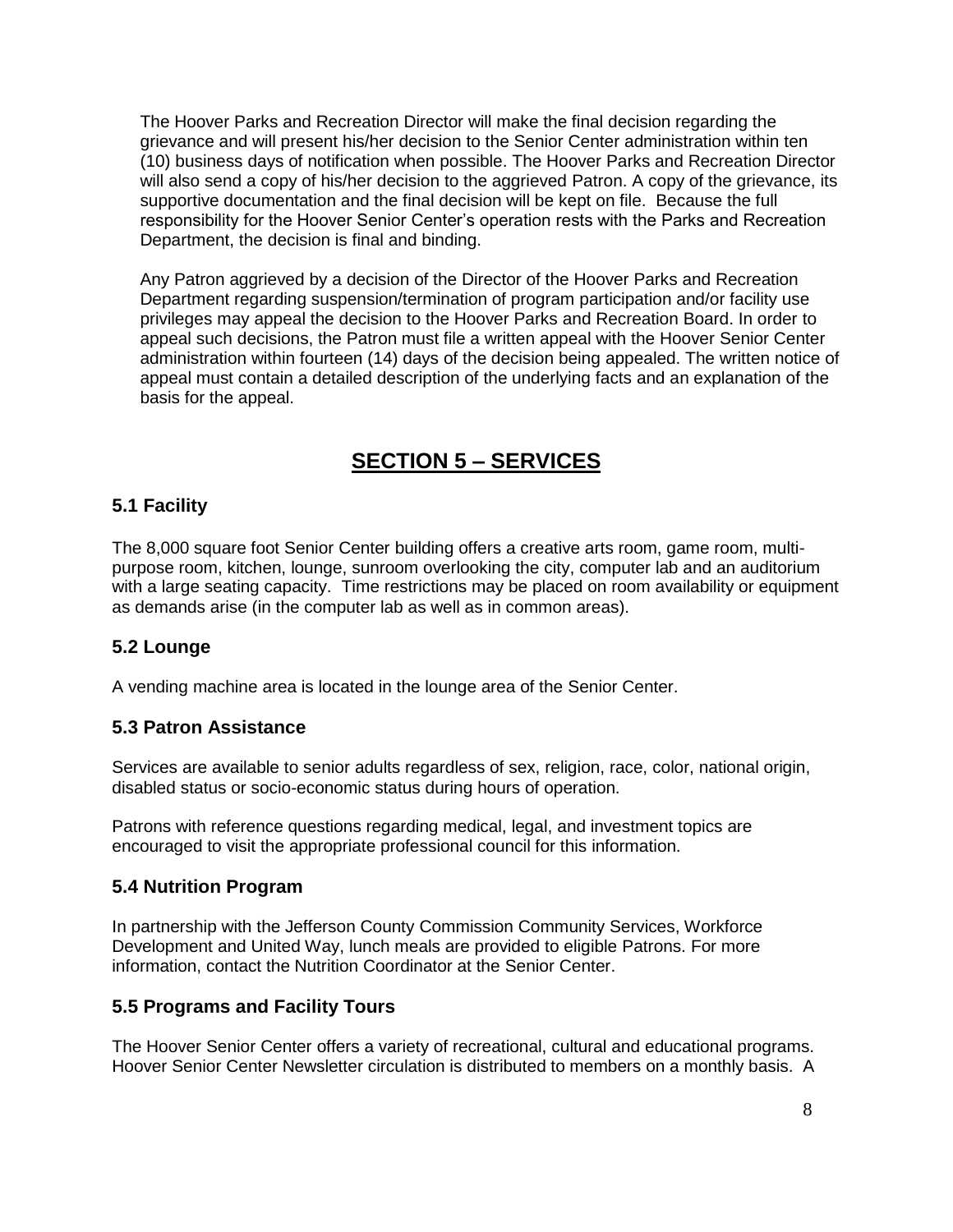The Hoover Parks and Recreation Director will make the final decision regarding the grievance and will present his/her decision to the Senior Center administration within ten (10) business days of notification when possible. The Hoover Parks and Recreation Director will also send a copy of his/her decision to the aggrieved Patron. A copy of the grievance, its supportive documentation and the final decision will be kept on file. Because the full responsibility for the Hoover Senior Center's operation rests with the Parks and Recreation Department, the decision is final and binding.

Any Patron aggrieved by a decision of the Director of the Hoover Parks and Recreation Department regarding suspension/termination of program participation and/or facility use privileges may appeal the decision to the Hoover Parks and Recreation Board. In order to appeal such decisions, the Patron must file a written appeal with the Hoover Senior Center administration within fourteen (14) days of the decision being appealed. The written notice of appeal must contain a detailed description of the underlying facts and an explanation of the basis for the appeal.

# SECTION 5 – SERVICES

### 5.1 Facility

The 8,000 square foot Senior Center building offers a creative arts room, game room, multi-purpose room, kitchen, lounge, sunroom overlooking the city, computer lab and an auditorium with a large seating capacity. Time restrictions may be placed on room availability or equipment as demands arise (in the computer lab as well as in common areas).

### 5.2 Lounge

A vending machine area is located in the lounge area of the Senior Center.

### 5.3 Patron Assistance

Services are available to senior adults regardless of sex, religion, race, color, national origin, disabled status or socio-economic status during hours of operation.

Patrons with reference questions regarding medical, legal, and investment topics are encouraged to visit the appropriate professional council for this information.

### 5.4 Nutrition Program

In partnership with the Jefferson County Commission Community Services, Workforce Development and United Way, lunch meals are provided to eligible Patrons. For more information, contact the Nutrition Coordinator at the Senior Center.

### 5.5 Programs and Facility Tours

The Hoover Senior Center offers a variety of recreational, cultural and educational programs. Hoover Senior Center Newsletter circulation is distributed to members on a monthly basis. A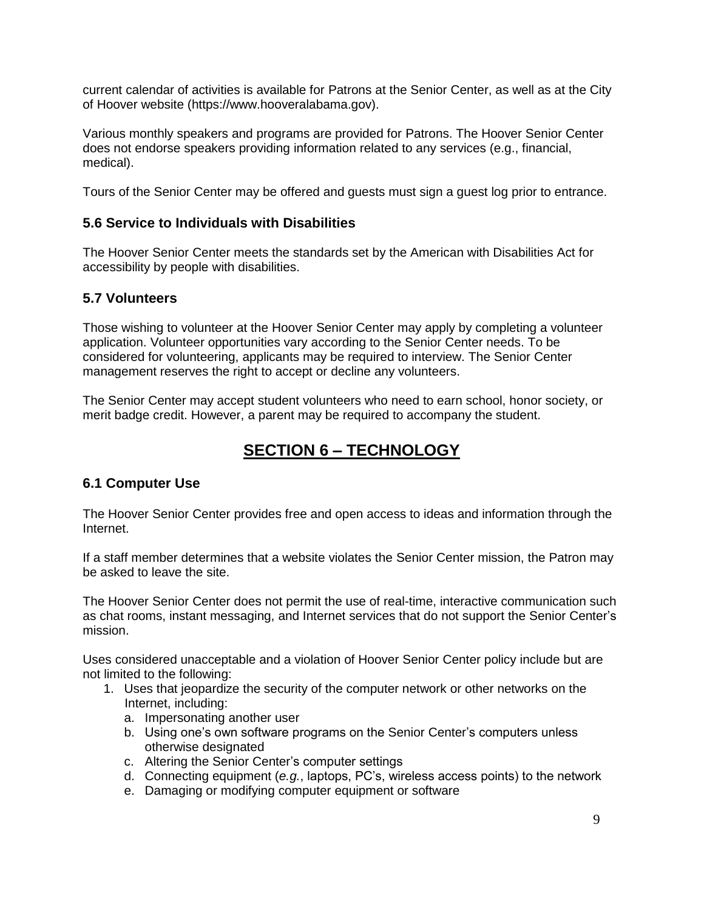current calendar of activities is available for Patrons at the Senior Center, as well as at the City of Hoover website (https://www.hooveralabama.gov).

Various monthly speakers and programs are provided for Patrons. The Hoover Senior Center does not endorse speakers providing information related to any services (e.g., financial, medical).

Tours of the Senior Center may be offered and guests must sign a guest log prior to entrance.

### 5.6 Service to Individuals with Disabilities

The Hoover Senior Center meets the standards set by the American with Disabilities Act for accessibility by people with disabilities.

### 5.7 Volunteers

Those wishing to volunteer at the Hoover Senior Center may apply by completing a volunteer application. Volunteer opportunities vary according to the Senior Center needs. To be considered for volunteering, applicants may be required to interview. The Senior Center management reserves the right to accept or decline any volunteers.

The Senior Center may accept student volunteers who need to earn school, honor society, or merit badge credit. However, a parent may be required to accompany the student.

## SECTION 6 – TECHNOLOGY

### 6.1 Computer Use

The Hoover Senior Center provides free and open access to ideas and information through the Internet.

If a staff member determines that a website violates the Senior Center mission, the Patron may be asked to leave the site.

The Hoover Senior Center does not permit the use of real-time, interactive communication such as chat rooms, instant messaging, and Internet services that do not support the Senior Center's mission.

Uses considered unacceptable and a violation of Hoover Senior Center policy include but are not limited to the following:

1. Uses that jeopardize the security of the computer network or other networks on the Internet, including:
   a. Impersonating another user
   b. Using one's own software programs on the Senior Center's computers unless otherwise designated
   c. Altering the Senior Center's computer settings
   d. Connecting equipment (*e.g.*, laptops, PC's, wireless access points) to the network
   e. Damaging or modifying computer equipment or software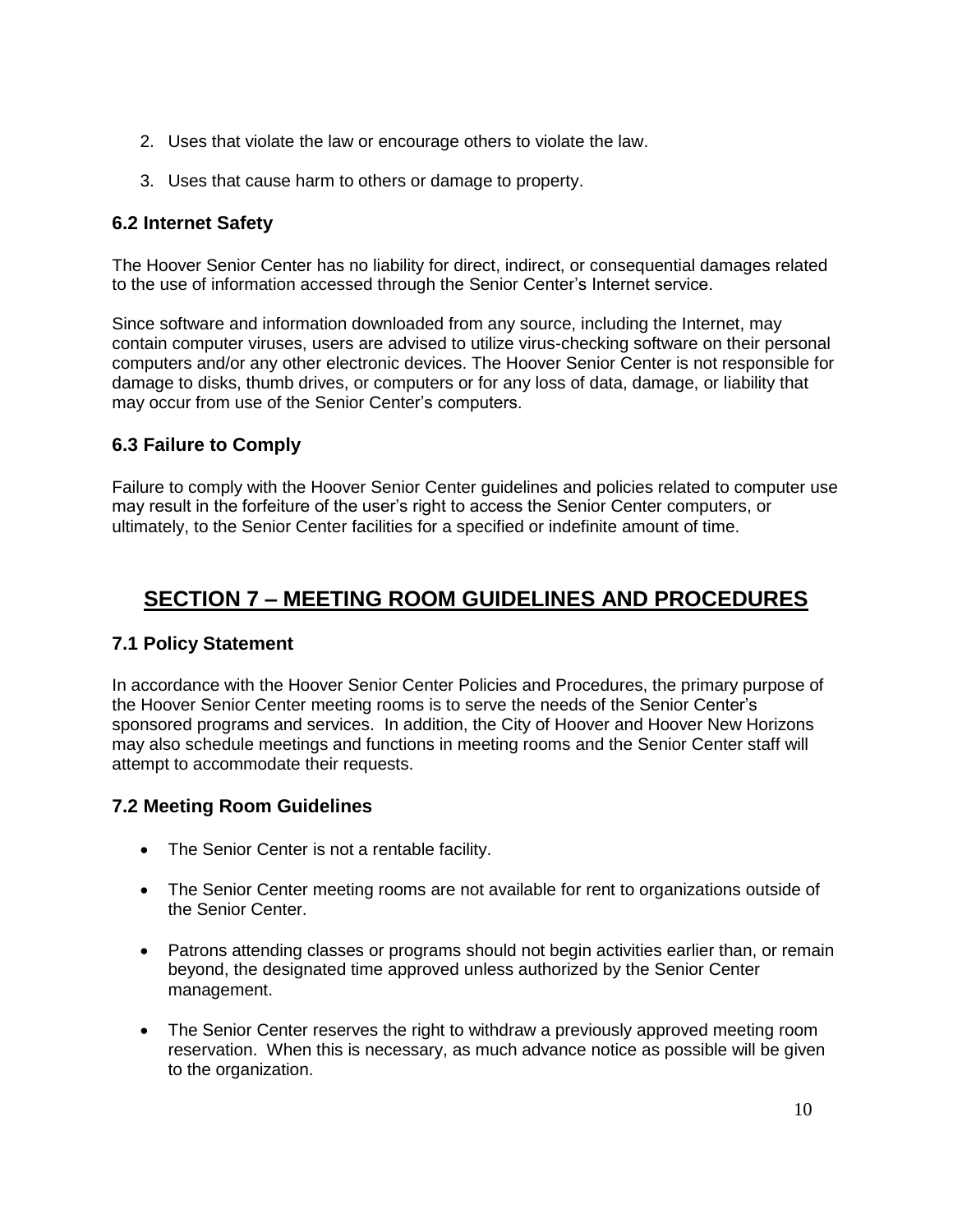2. Uses that violate the law or encourage others to violate the law.

3. Uses that cause harm to others or damage to property.

### 6.2 Internet Safety

The Hoover Senior Center has no liability for direct, indirect, or consequential damages related to the use of information accessed through the Senior Center's Internet service.

Since software and information downloaded from any source, including the Internet, may contain computer viruses, users are advised to utilize virus-checking software on their personal computers and/or any other electronic devices. The Hoover Senior Center is not responsible for damage to disks, thumb drives, or computers or for any loss of data, damage, or liability that may occur from use of the Senior Center's computers.

### 6.3 Failure to Comply

Failure to comply with the Hoover Senior Center guidelines and policies related to computer use may result in the forfeiture of the user's right to access the Senior Center computers, or ultimately, to the Senior Center facilities for a specified or indefinite amount of time.

## SECTION 7 – MEETING ROOM GUIDELINES AND PROCEDURES

### 7.1 Policy Statement

In accordance with the Hoover Senior Center Policies and Procedures, the primary purpose of the Hoover Senior Center meeting rooms is to serve the needs of the Senior Center's sponsored programs and services. In addition, the City of Hoover and Hoover New Horizons may also schedule meetings and functions in meeting rooms and the Senior Center staff will attempt to accommodate their requests.

### 7.2 Meeting Room Guidelines

- The Senior Center is not a rentable facility.

- The Senior Center meeting rooms are not available for rent to organizations outside of the Senior Center.

- Patrons attending classes or programs should not begin activities earlier than, or remain beyond, the designated time approved unless authorized by the Senior Center management.

- The Senior Center reserves the right to withdraw a previously approved meeting room reservation. When this is necessary, as much advance notice as possible will be given to the organization.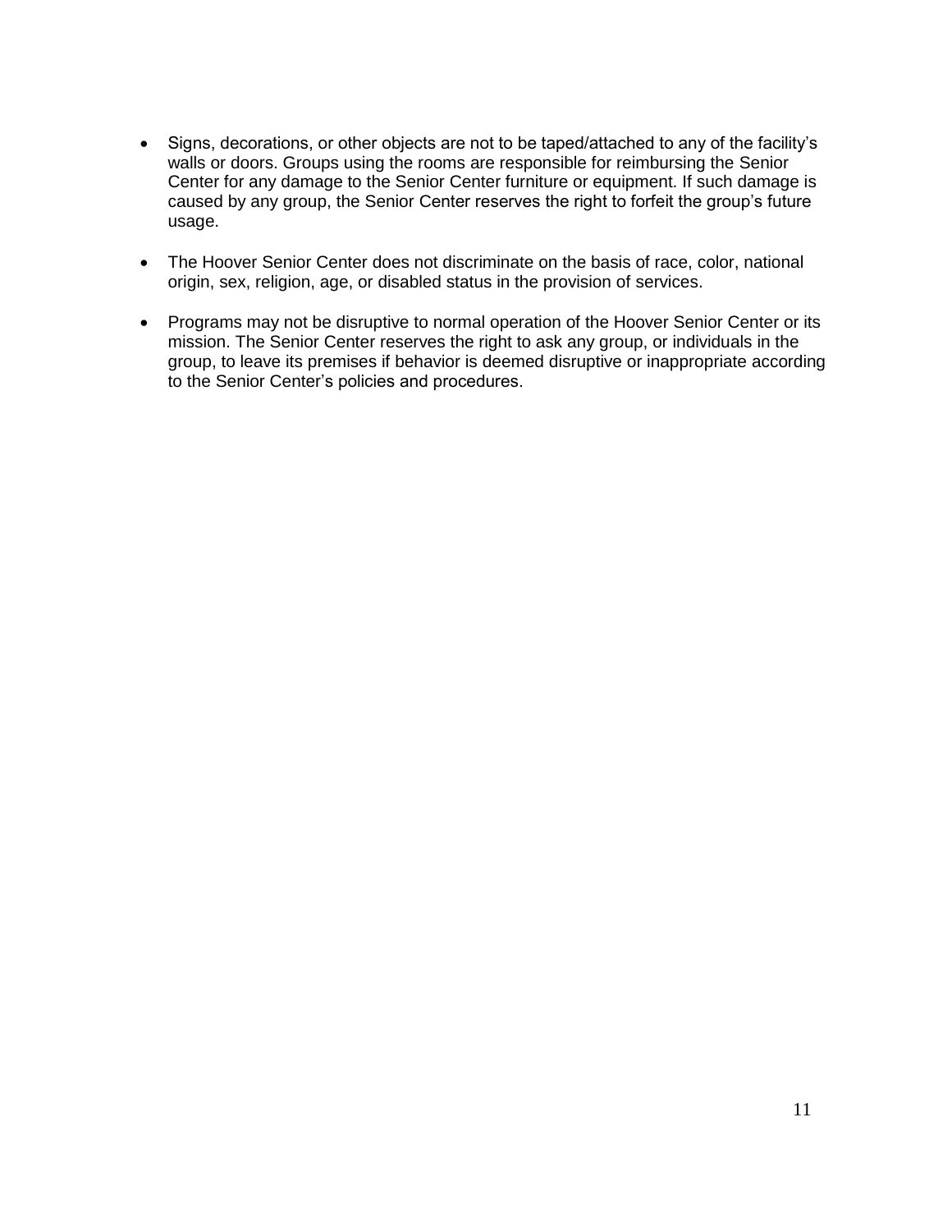- Signs, decorations, or other objects are not to be taped/attached to any of the facility's walls or doors. Groups using the rooms are responsible for reimbursing the Senior Center for any damage to the Senior Center furniture or equipment. If such damage is caused by any group, the Senior Center reserves the right to forfeit the group's future usage.

- The Hoover Senior Center does not discriminate on the basis of race, color, national origin, sex, religion, age, or disabled status in the provision of services.

- Programs may not be disruptive to normal operation of the Hoover Senior Center or its mission. The Senior Center reserves the right to ask any group, or individuals in the group, to leave its premises if behavior is deemed disruptive or inappropriate according to the Senior Center's policies and procedures.